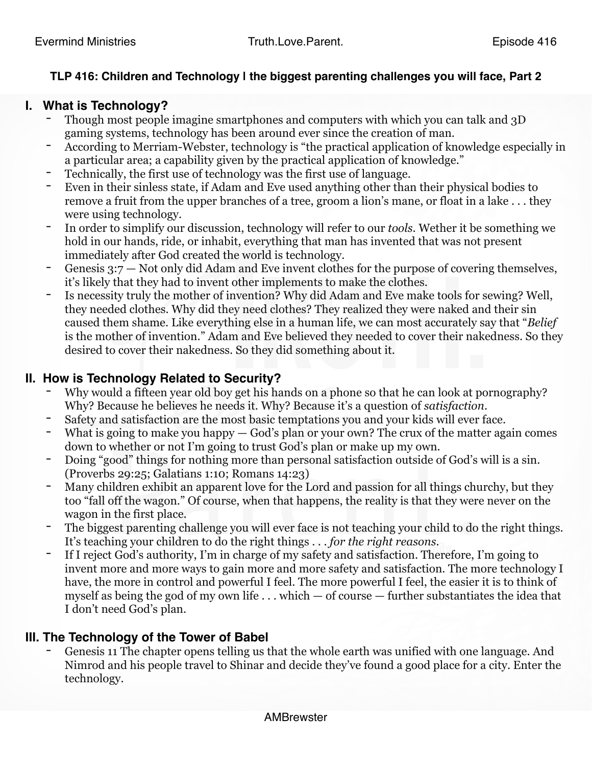**TLP 416: Children and Technology | the biggest parenting challenges you will face, Part 2**

## I. What is Technology?

- Though most people imagine smartphones and computers with which you can talk and 3D gaming systems, technology has been around ever since the creation of man.
- According to Merriam-Webster, technology is "the practical application of knowledge especially in a particular area; a capability given by the practical application of knowledge."
- Technically, the first use of technology was the first use of language.
- Even in their sinless state, if Adam and Eve used anything other than their physical bodies to remove a fruit from the upper branches of a tree, groom a lion's mane, or float in a lake . . . they were using technology.
- In order to simplify our discussion, technology will refer to our *tools*. Wether it be something we hold in our hands, ride, or inhabit, everything that man has invented that was not present immediately after God created the world is technology.
- Genesis 3:7 — Not only did Adam and Eve invent clothes for the purpose of covering themselves, it's likely that they had to invent other implements to make the clothes.
- Is necessity truly the mother of invention? Why did Adam and Eve make tools for sewing? Well, they needed clothes. Why did they need clothes? They realized they were naked and their sin caused them shame. Like everything else in a human life, we can most accurately say that "*Belief* is the mother of invention." Adam and Eve believed they needed to cover their nakedness. So they desired to cover their nakedness. So they did something about it.

## II. How is Technology Related to Security?

- Why would a fifteen year old boy get his hands on a phone so that he can look at pornography? Why? Because he believes he needs it. Why? Because it's a question of *satisfaction*.
- Safety and satisfaction are the most basic temptations you and your kids will ever face.
- What is going to make you happy — God's plan or your own? The crux of the matter again comes down to whether or not I'm going to trust God's plan or make up my own.
- Doing "good" things for nothing more than personal satisfaction outside of God's will is a sin. (Proverbs 29:25; Galatians 1:10; Romans 14:23)
- Many children exhibit an apparent love for the Lord and passion for all things churchy, but they too "fall off the wagon." Of course, when that happens, the reality is that they were never on the wagon in the first place.
- The biggest parenting challenge you will ever face is not teaching your child to do the right things. It's teaching your children to do the right things . . . *for the right reasons*.
- If I reject God's authority, I'm in charge of my safety and satisfaction. Therefore, I'm going to invent more and more ways to gain more and more safety and satisfaction. The more technology I have, the more in control and powerful I feel. The more powerful I feel, the easier it is to think of myself as being the god of my own life . . . which — of course — further substantiates the idea that I don't need God's plan.

## III. The Technology of the Tower of Babel

- Genesis 11 The chapter opens telling us that the whole earth was unified with one language. And Nimrod and his people travel to Shinar and decide they've found a good place for a city. Enter the technology.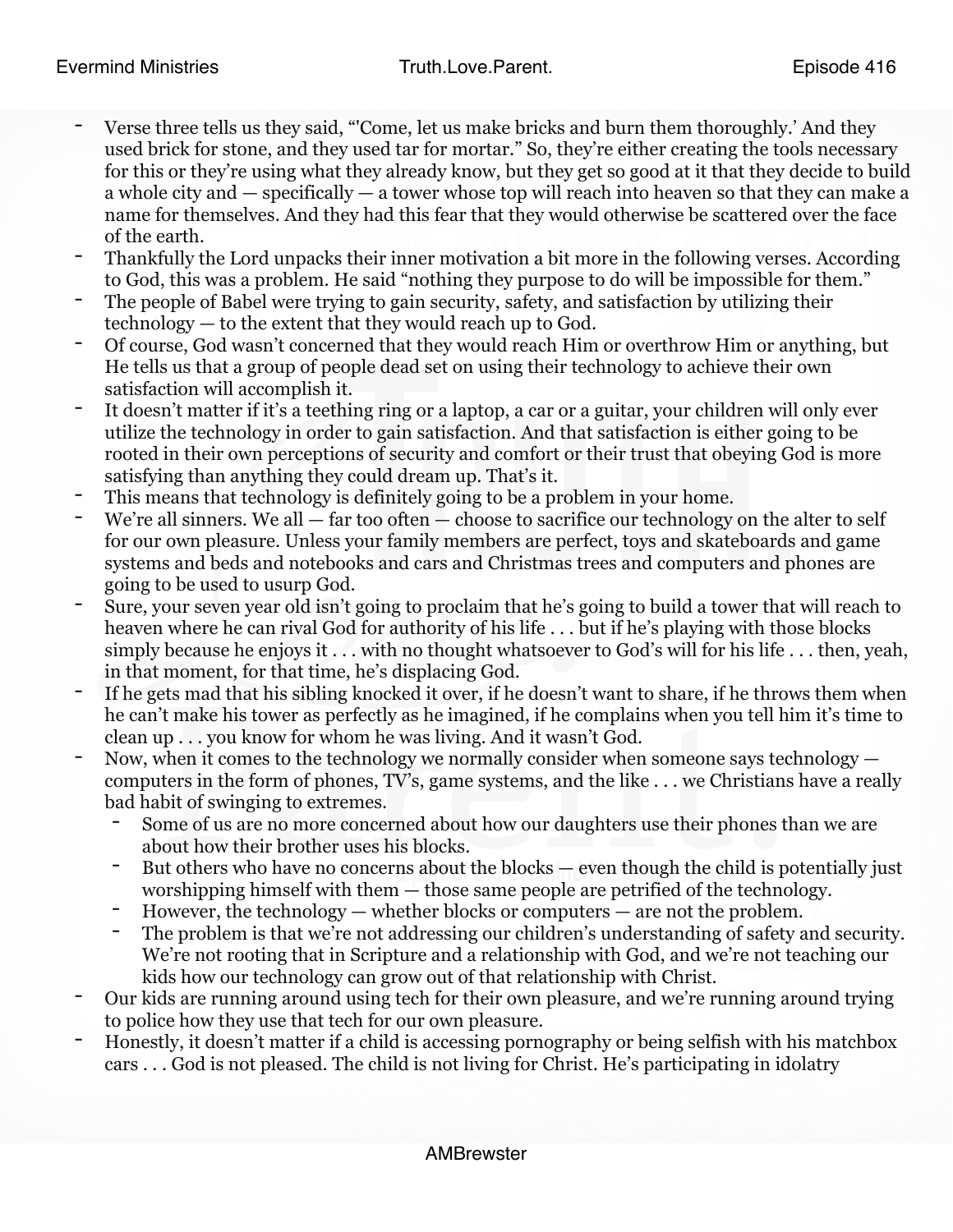- Verse three tells us they said, "'Come, let us make bricks and burn them thoroughly.' And they used brick for stone, and they used tar for mortar." So, they're either creating the tools necessary for this or they're using what they already know, but they get so good at it that they decide to build a whole city and — specifically — a tower whose top will reach into heaven so that they can make a name for themselves. And they had this fear that they would otherwise be scattered over the face of the earth.
- Thankfully the Lord unpacks their inner motivation a bit more in the following verses. According to God, this was a problem. He said "nothing they purpose to do will be impossible for them."
- The people of Babel were trying to gain security, safety, and satisfaction by utilizing their technology — to the extent that they would reach up to God.
- Of course, God wasn't concerned that they would reach Him or overthrow Him or anything, but He tells us that a group of people dead set on using their technology to achieve their own satisfaction will accomplish it.
- It doesn't matter if it's a teething ring or a laptop, a car or a guitar, your children will only ever utilize the technology in order to gain satisfaction. And that satisfaction is either going to be rooted in their own perceptions of security and comfort or their trust that obeying God is more satisfying than anything they could dream up. That's it.
- This means that technology is definitely going to be a problem in your home.
- We're all sinners. We all — far too often — choose to sacrifice our technology on the alter to self for our own pleasure. Unless your family members are perfect, toys and skateboards and game systems and beds and notebooks and cars and Christmas trees and computers and phones are going to be used to usurp God.
- Sure, your seven year old isn't going to proclaim that he's going to build a tower that will reach to heaven where he can rival God for authority of his life . . . but if he's playing with those blocks simply because he enjoys it . . . with no thought whatsoever to God's will for his life . . . then, yeah, in that moment, for that time, he's displacing God.
- If he gets mad that his sibling knocked it over, if he doesn't want to share, if he throws them when he can't make his tower as perfectly as he imagined, if he complains when you tell him it's time to clean up . . . you know for whom he was living. And it wasn't God.
- Now, when it comes to the technology we normally consider when someone says technology — computers in the form of phones, TV's, game systems, and the like . . . we Christians have a really bad habit of swinging to extremes.
  - Some of us are no more concerned about how our daughters use their phones than we are about how their brother uses his blocks.
  - But others who have no concerns about the blocks — even though the child is potentially just worshipping himself with them — those same people are petrified of the technology.
  - However, the technology — whether blocks or computers — are not the problem.
  - The problem is that we're not addressing our children's understanding of safety and security. We're not rooting that in Scripture and a relationship with God, and we're not teaching our kids how our technology can grow out of that relationship with Christ.
- Our kids are running around using tech for their own pleasure, and we're running around trying to police how they use that tech for our own pleasure.
- Honestly, it doesn't matter if a child is accessing pornography or being selfish with his matchbox cars . . . God is not pleased. The child is not living for Christ. He's participating in idolatry